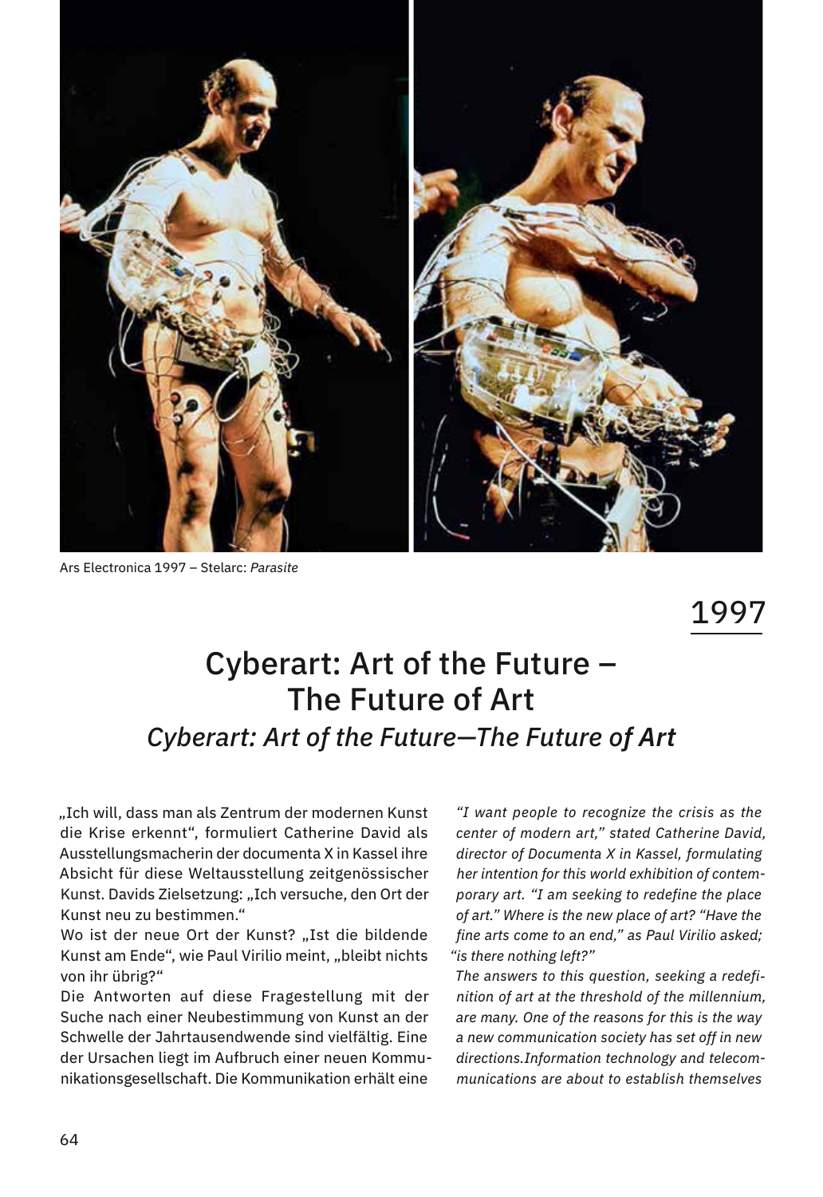Ars Electronica 1997 – Stelarc: *Parasite*

1997

# Cyberart: Art of the Future – The Future of Art

## *Cyberart: Art of the Future—The Future of Art*

„Ich will, dass man als Zentrum der modernen Kunst die Krise erkennt“, formuliert Catherine David als Ausstellungsmacherin der documenta X in Kassel ihre Absicht für diese Weltausstellung zeitgenössischer Kunst. Davids Zielsetzung: „Ich versuche, den Ort der Kunst neu zu bestimmen.“

Wo ist der neue Ort der Kunst? „Ist die bildende Kunst am Ende“, wie Paul Virilio meint, „bleibt nichts von ihr übrig?“

Die Antworten auf diese Fragestellung mit der Suche nach einer Neubestimmung von Kunst an der Schwelle der Jahrtausendwende sind vielfältig. Eine der Ursachen liegt im Aufbruch einer neuen Kommunikationsgesellschaft. Die Kommunikation erhält eine

*“I want people to recognize the crisis as the center of modern art,” stated Catherine David, director of Documenta X in Kassel, formulating her intention for this world exhibition of contemporary art. “I am seeking to redefine the place of art.” Where is the new place of art? “Have the fine arts come to an end,” as Paul Virilio asked; “is there nothing left?”*

*The answers to this question, seeking a redefinition of art at the threshold of the millennium, are many. One of the reasons for this is the way a new communication society has set off in new directions.Information technology and telecommunications are about to establish themselves*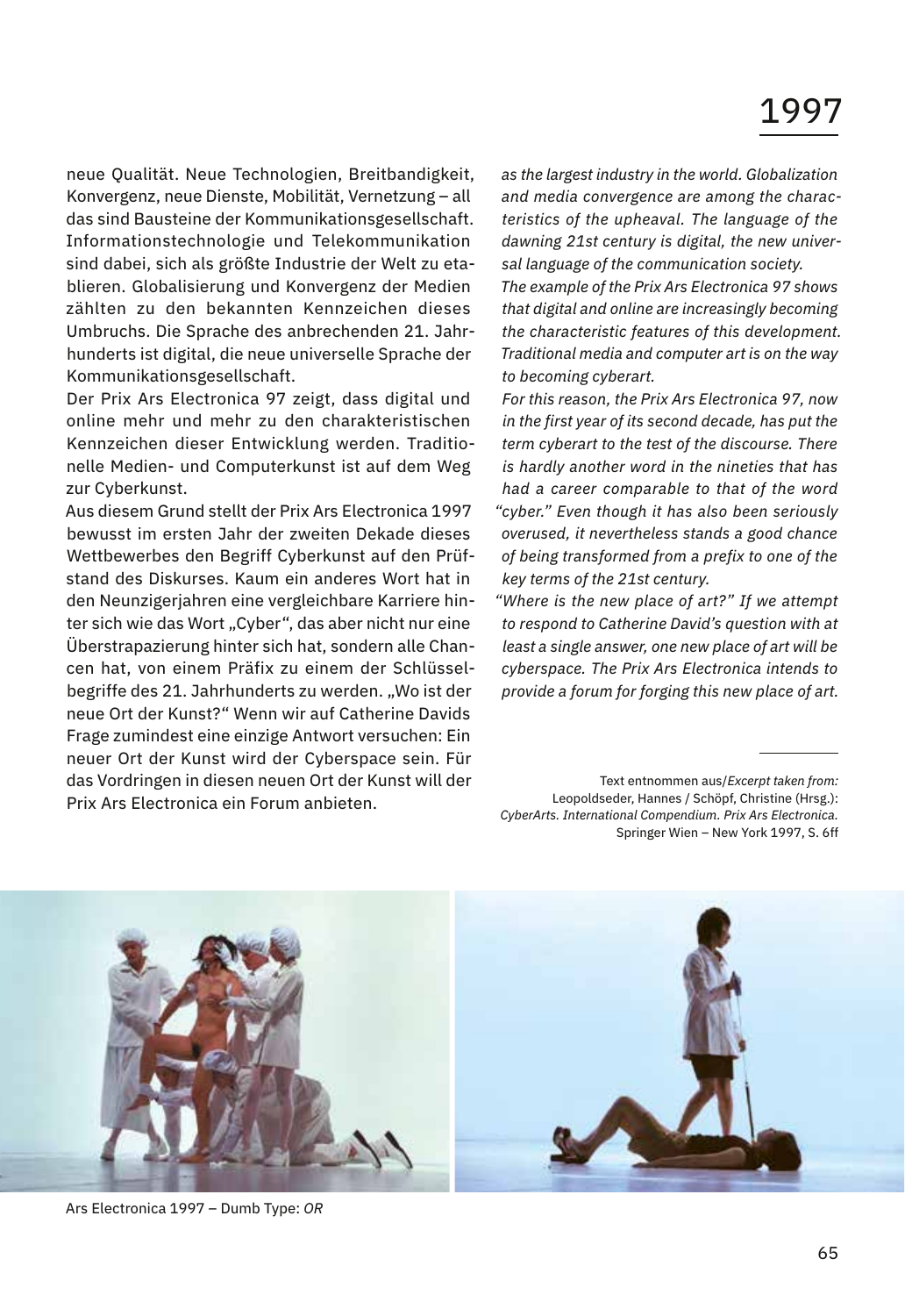# 1997

neue Qualität. Neue Technologien, Breitbandigkeit, Konvergenz, neue Dienste, Mobilität, Vernetzung – all das sind Bausteine der Kommunikationsgesellschaft. Informationstechnologie und Telekommunikation sind dabei, sich als größte Industrie der Welt zu etablieren. Globalisierung und Konvergenz der Medien zählten zu den bekannten Kennzeichen dieses Umbruchs. Die Sprache des anbrechenden 21. Jahrhunderts ist digital, die neue universelle Sprache der Kommunikationsgesellschaft.

Der Prix Ars Electronica 97 zeigt, dass digital und online mehr und mehr zu den charakteristischen Kennzeichen dieser Entwicklung werden. Traditionelle Medien- und Computerkunst ist auf dem Weg zur Cyberkunst.

Aus diesem Grund stellt der Prix Ars Electronica 1997 bewusst im ersten Jahr der zweiten Dekade dieses Wettbewerbes den Begriff Cyberkunst auf den Prüfstand des Diskurses. Kaum ein anderes Wort hat in den Neunzigerjahren eine vergleichbare Karriere hinter sich wie das Wort „Cyber", das aber nicht nur eine Überstrapazierung hinter sich hat, sondern alle Chancen hat, von einem Präfix zu einem der Schlüsselbegriffe des 21. Jahrhunderts zu werden. „Wo ist der neue Ort der Kunst?" Wenn wir auf Catherine Davids Frage zumindest eine einzige Antwort versuchen: Ein neuer Ort der Kunst wird der Cyberspace sein. Für das Vordringen in diesen neuen Ort der Kunst will der Prix Ars Electronica ein Forum anbieten.

*as the largest industry in the world. Globalization and media convergence are among the characteristics of the upheaval. The language of the dawning 21st century is digital, the new universal language of the communication society.*

*The example of the Prix Ars Electronica 97 shows that digital and online are increasingly becoming the characteristic features of this development. Traditional media and computer art is on the way to becoming cyberart.*

*For this reason, the Prix Ars Electronica 97, now in the first year of its second decade, has put the term cyberart to the test of the discourse. There is hardly another word in the nineties that has had a career comparable to that of the word "cyber." Even though it has also been seriously overused, it nevertheless stands a good chance of being transformed from a prefix to one of the key terms of the 21st century.*

*"Where is the new place of art?" If we attempt to respond to Catherine David's question with at least a single answer, one new place of art will be cyberspace. The Prix Ars Electronica intends to provide a forum for forging this new place of art.*

Text entnommen aus/*Excerpt taken from:*
Leopoldseder, Hannes / Schöpf, Christine (Hrsg.):
*CyberArts. International Compendium. Prix Ars Electronica.*
Springer Wien – New York 1997, S. 6ff

Ars Electronica 1997 – Dumb Type: *OR*